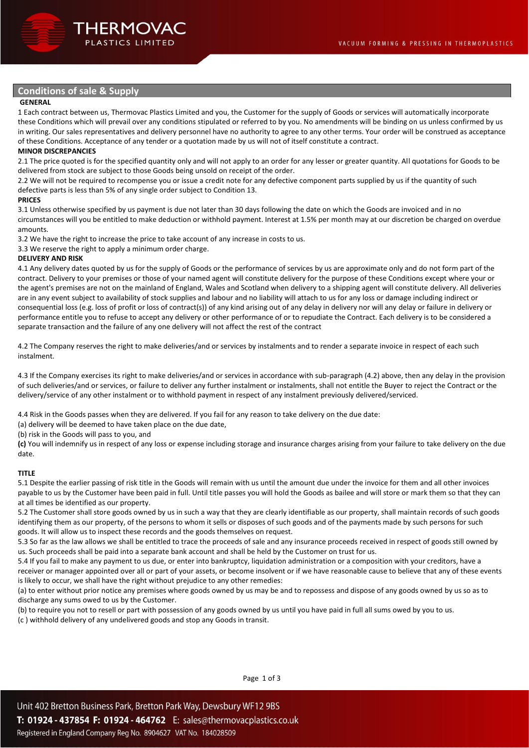## Conditions of sale & Supply

**GENERAL**

1 Each contract between us, Thermovac Plastics Limited and you, the Customer for the supply of Goods or services will automatically incorporate these Conditions which will prevail over any conditions stipulated or referred to by you. No amendments will be binding on us unless confirmed by us in writing. Our sales representatives and delivery personnel have no authority to agree to any other terms. Your order will be construed as acceptance of these Conditions. Acceptance of any tender or a quotation made by us will not of itself constitute a contract.

**MINOR DISCREPANCIES**

2.1 The price quoted is for the specified quantity only and will not apply to an order for any lesser or greater quantity. All quotations for Goods to be delivered from stock are subject to those Goods being unsold on receipt of the order.

2.2 We will not be required to recompense you or issue a credit note for any defective component parts supplied by us if the quantity of such defective parts is less than 5% of any single order subject to Condition 13.

**PRICES**

3.1 Unless otherwise specified by us payment is due not later than 30 days following the date on which the Goods are invoiced and in no circumstances will you be entitled to make deduction or withhold payment. Interest at 1.5% per month may at our discretion be charged on overdue amounts.

3.2 We have the right to increase the price to take account of any increase in costs to us.

3.3 We reserve the right to apply a minimum order charge.

**DELIVERY AND RISK**

4.1 Any delivery dates quoted by us for the supply of Goods or the performance of services by us are approximate only and do not form part of the contract. Delivery to your premises or those of your named agent will constitute delivery for the purpose of these Conditions except where your or the agent's premises are not on the mainland of England, Wales and Scotland when delivery to a shipping agent will constitute delivery. All deliveries are in any event subject to availability of stock supplies and labour and no liability will attach to us for any loss or damage including indirect or consequential loss (e.g. loss of profit or loss of contract(s)) of any kind arising out of any delay in delivery nor will any delay or failure in delivery or performance entitle you to refuse to accept any delivery or other performance of or to repudiate the Contract. Each delivery is to be considered a separate transaction and the failure of any one delivery will not affect the rest of the contract

4.2 The Company reserves the right to make deliveries/and or services by instalments and to render a separate invoice in respect of each such instalment.

4.3 If the Company exercises its right to make deliveries/and or services in accordance with sub-paragraph (4.2) above, then any delay in the provision of such deliveries/and or services, or failure to deliver any further instalment or instalments, shall not entitle the Buyer to reject the Contract or the delivery/service of any other instalment or to withhold payment in respect of any instalment previously delivered/serviced.

4.4 Risk in the Goods passes when they are delivered. If you fail for any reason to take delivery on the due date:

(a) delivery will be deemed to have taken place on the due date,

(b) risk in the Goods will pass to you, and

**(c)** You will indemnify us in respect of any loss or expense including storage and insurance charges arising from your failure to take delivery on the due date.

**TITLE**

5.1 Despite the earlier passing of risk title in the Goods will remain with us until the amount due under the invoice for them and all other invoices payable to us by the Customer have been paid in full. Until title passes you will hold the Goods as bailee and will store or mark them so that they can at all times be identified as our property.

5.2 The Customer shall store goods owned by us in such a way that they are clearly identifiable as our property, shall maintain records of such goods identifying them as our property, of the persons to whom it sells or disposes of such goods and of the payments made by such persons for such goods. It will allow us to inspect these records and the goods themselves on request.

5.3 So far as the law allows we shall be entitled to trace the proceeds of sale and any insurance proceeds received in respect of goods still owned by us. Such proceeds shall be paid into a separate bank account and shall be held by the Customer on trust for us.

5.4 If you fail to make any payment to us due, or enter into bankruptcy, liquidation administration or a composition with your creditors, have a receiver or manager appointed over all or part of your assets, or become insolvent or if we have reasonable cause to believe that any of these events is likely to occur, we shall have the right without prejudice to any other remedies:

(a) to enter without prior notice any premises where goods owned by us may be and to repossess and dispose of any goods owned by us so as to discharge any sums owed to us by the Customer.

(b) to require you not to resell or part with possession of any goods owned by us until you have paid in full all sums owed by you to us.

(c ) withhold delivery of any undelivered goods and stop any Goods in transit.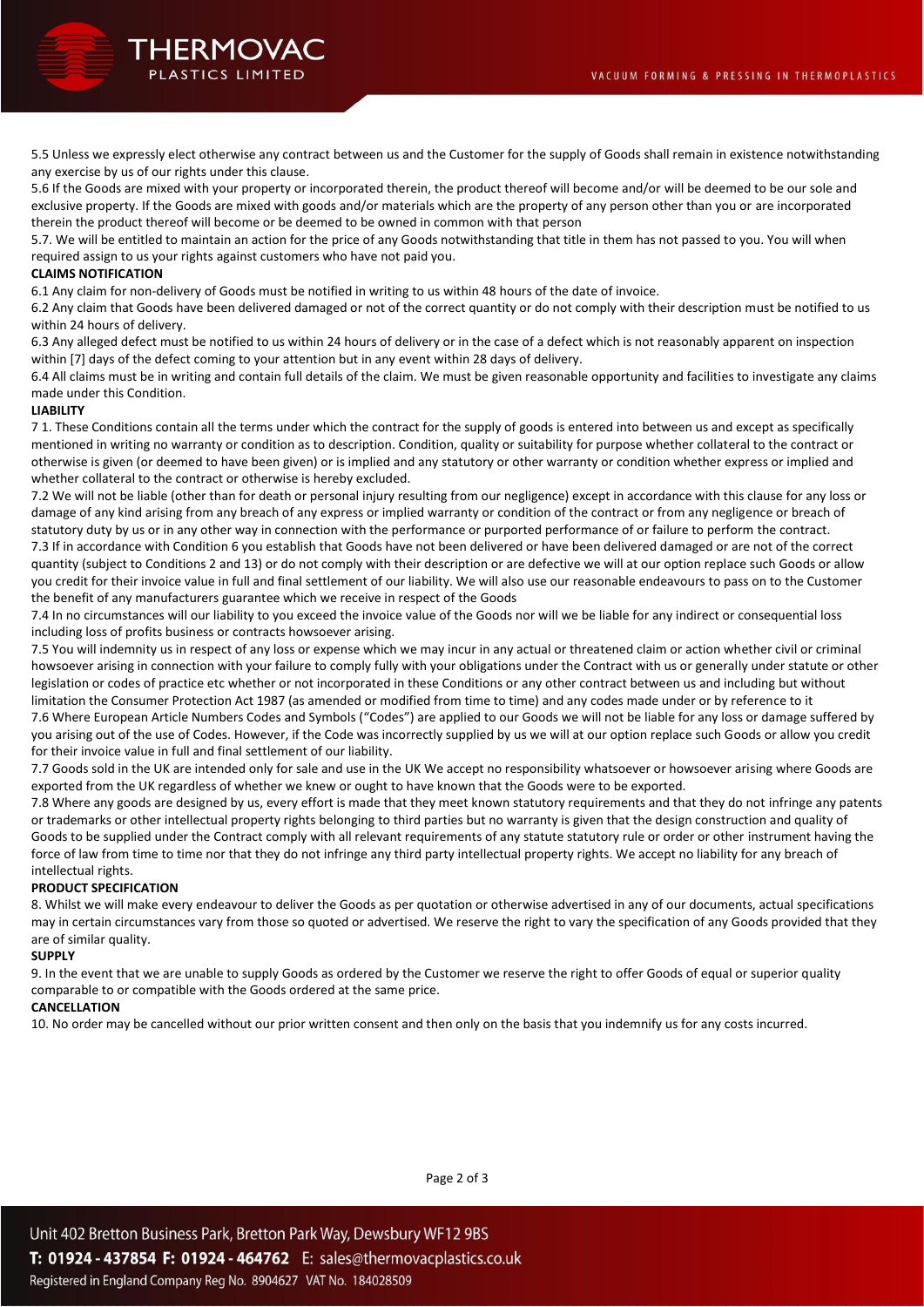5.5 Unless we expressly elect otherwise any contract between us and the Customer for the supply of Goods shall remain in existence notwithstanding any exercise by us of our rights under this clause.

5.6 If the Goods are mixed with your property or incorporated therein, the product thereof will become and/or will be deemed to be our sole and exclusive property. If the Goods are mixed with goods and/or materials which are the property of any person other than you or are incorporated therein the product thereof will become or be deemed to be owned in common with that person

5.7. We will be entitled to maintain an action for the price of any Goods notwithstanding that title in them has not passed to you. You will when required assign to us your rights against customers who have not paid you.

**CLAIMS NOTIFICATION**

6.1 Any claim for non-delivery of Goods must be notified in writing to us within 48 hours of the date of invoice.

6.2 Any claim that Goods have been delivered damaged or not of the correct quantity or do not comply with their description must be notified to us within 24 hours of delivery.

6.3 Any alleged defect must be notified to us within 24 hours of delivery or in the case of a defect which is not reasonably apparent on inspection within [7] days of the defect coming to your attention but in any event within 28 days of delivery.

6.4 All claims must be in writing and contain full details of the claim. We must be given reasonable opportunity and facilities to investigate any claims made under this Condition.

**LIABILITY**

7 1. These Conditions contain all the terms under which the contract for the supply of goods is entered into between us and except as specifically mentioned in writing no warranty or condition as to description. Condition, quality or suitability for purpose whether collateral to the contract or otherwise is given (or deemed to have been given) or is implied and any statutory or other warranty or condition whether express or implied and whether collateral to the contract or otherwise is hereby excluded.

7.2 We will not be liable (other than for death or personal injury resulting from our negligence) except in accordance with this clause for any loss or damage of any kind arising from any breach of any express or implied warranty or condition of the contract or from any negligence or breach of statutory duty by us or in any other way in connection with the performance or purported performance of or failure to perform the contract.

7.3 If in accordance with Condition 6 you establish that Goods have not been delivered or have been delivered damaged or are not of the correct quantity (subject to Conditions 2 and 13) or do not comply with their description or are defective we will at our option replace such Goods or allow you credit for their invoice value in full and final settlement of our liability. We will also use our reasonable endeavours to pass on to the Customer the benefit of any manufacturers guarantee which we receive in respect of the Goods

7.4 In no circumstances will our liability to you exceed the invoice value of the Goods nor will we be liable for any indirect or consequential loss including loss of profits business or contracts howsoever arising.

7.5 You will indemnity us in respect of any loss or expense which we may incur in any actual or threatened claim or action whether civil or criminal howsoever arising in connection with your failure to comply fully with your obligations under the Contract with us or generally under statute or other legislation or codes of practice etc whether or not incorporated in these Conditions or any other contract between us and including but without limitation the Consumer Protection Act 1987 (as amended or modified from time to time) and any codes made under or by reference to it

7.6 Where European Article Numbers Codes and Symbols ("Codes") are applied to our Goods we will not be liable for any loss or damage suffered by you arising out of the use of Codes. However, if the Code was incorrectly supplied by us we will at our option replace such Goods or allow you credit for their invoice value in full and final settlement of our liability.

7.7 Goods sold in the UK are intended only for sale and use in the UK We accept no responsibility whatsoever or howsoever arising where Goods are exported from the UK regardless of whether we knew or ought to have known that the Goods were to be exported.

7.8 Where any goods are designed by us, every effort is made that they meet known statutory requirements and that they do not infringe any patents or trademarks or other intellectual property rights belonging to third parties but no warranty is given that the design construction and quality of Goods to be supplied under the Contract comply with all relevant requirements of any statute statutory rule or order or other instrument having the force of law from time to time nor that they do not infringe any third party intellectual property rights. We accept no liability for any breach of intellectual rights.

**PRODUCT SPECIFICATION**

8. Whilst we will make every endeavour to deliver the Goods as per quotation or otherwise advertised in any of our documents, actual specifications may in certain circumstances vary from those so quoted or advertised. We reserve the right to vary the specification of any Goods provided that they are of similar quality.

**SUPPLY**

9. In the event that we are unable to supply Goods as ordered by the Customer we reserve the right to offer Goods of equal or superior quality comparable to or compatible with the Goods ordered at the same price.

**CANCELLATION**

10. No order may be cancelled without our prior written consent and then only on the basis that you indemnify us for any costs incurred.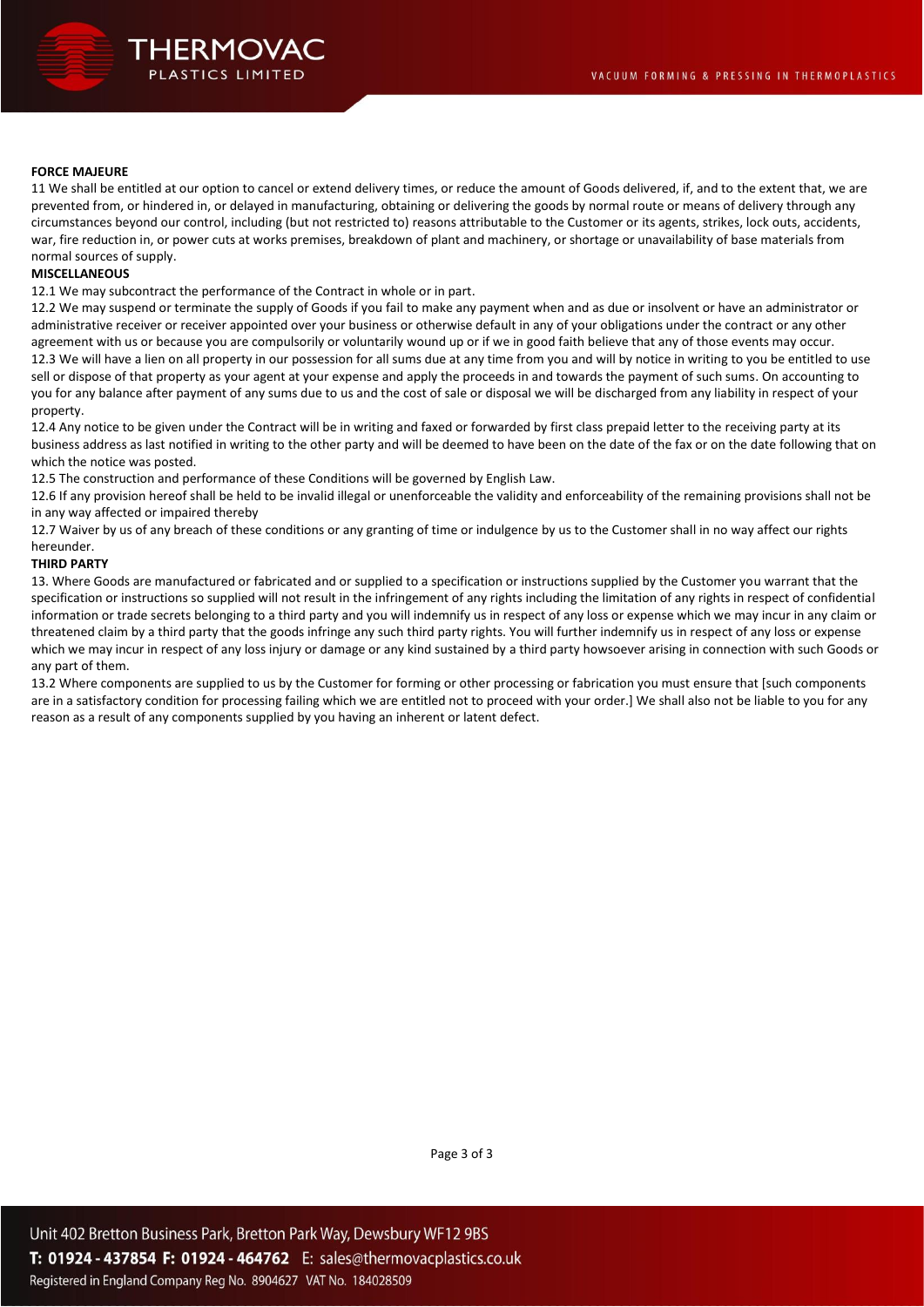**FORCE MAJEURE**

11 We shall be entitled at our option to cancel or extend delivery times, or reduce the amount of Goods delivered, if, and to the extent that, we are prevented from, or hindered in, or delayed in manufacturing, obtaining or delivering the goods by normal route or means of delivery through any circumstances beyond our control, including (but not restricted to) reasons attributable to the Customer or its agents, strikes, lock outs, accidents, war, fire reduction in, or power cuts at works premises, breakdown of plant and machinery, or shortage or unavailability of base materials from normal sources of supply.

**MISCELLANEOUS**

12.1 We may subcontract the performance of the Contract in whole or in part.

12.2 We may suspend or terminate the supply of Goods if you fail to make any payment when and as due or insolvent or have an administrator or administrative receiver or receiver appointed over your business or otherwise default in any of your obligations under the contract or any other agreement with us or because you are compulsorily or voluntarily wound up or if we in good faith believe that any of those events may occur.

12.3 We will have a lien on all property in our possession for all sums due at any time from you and will by notice in writing to you be entitled to use sell or dispose of that property as your agent at your expense and apply the proceeds in and towards the payment of such sums. On accounting to you for any balance after payment of any sums due to us and the cost of sale or disposal we will be discharged from any liability in respect of your property.

12.4 Any notice to be given under the Contract will be in writing and faxed or forwarded by first class prepaid letter to the receiving party at its business address as last notified in writing to the other party and will be deemed to have been on the date of the fax or on the date following that on which the notice was posted.

12.5 The construction and performance of these Conditions will be governed by English Law.

12.6 If any provision hereof shall be held to be invalid illegal or unenforceable the validity and enforceability of the remaining provisions shall not be in any way affected or impaired thereby

12.7 Waiver by us of any breach of these conditions or any granting of time or indulgence by us to the Customer shall in no way affect our rights hereunder.

**THIRD PARTY**

13. Where Goods are manufactured or fabricated and or supplied to a specification or instructions supplied by the Customer you warrant that the specification or instructions so supplied will not result in the infringement of any rights including the limitation of any rights in respect of confidential information or trade secrets belonging to a third party and you will indemnify us in respect of any loss or expense which we may incur in any claim or threatened claim by a third party that the goods infringe any such third party rights. You will further indemnify us in respect of any loss or expense which we may incur in respect of any loss injury or damage or any kind sustained by a third party howsoever arising in connection with such Goods or any part of them.

13.2 Where components are supplied to us by the Customer for forming or other processing or fabrication you must ensure that [such components are in a satisfactory condition for processing failing which we are entitled not to proceed with your order.] We shall also not be liable to you for any reason as a result of any components supplied by you having an inherent or latent defect.